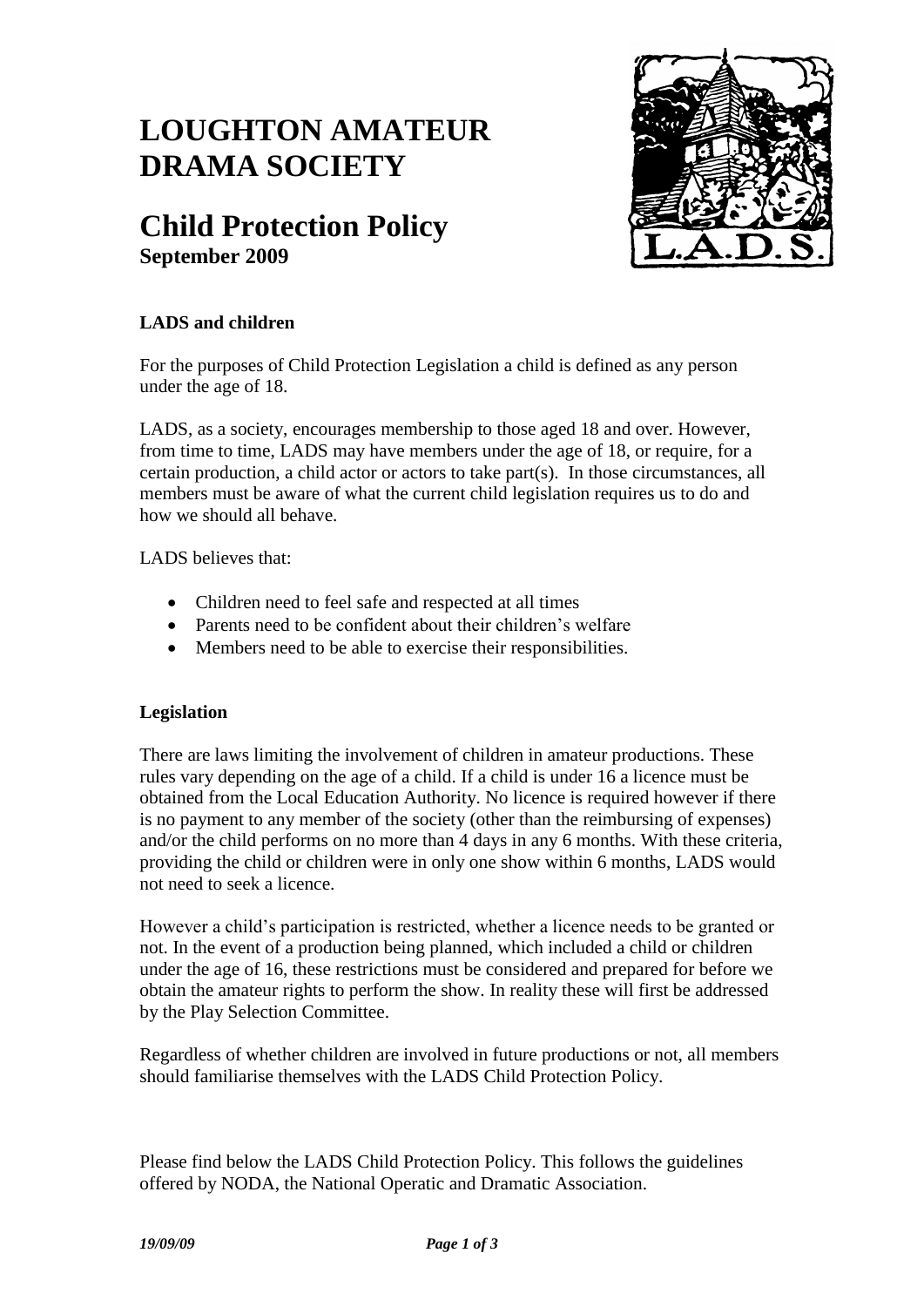# LOUGHTON AMATEUR DRAMA SOCIETY

## Child Protection Policy

**September 2009**

### LADS and children

For the purposes of Child Protection Legislation a child is defined as any person under the age of 18.

LADS, as a society, encourages membership to those aged 18 and over. However, from time to time, LADS may have members under the age of 18, or require, for a certain production, a child actor or actors to take part(s). In those circumstances, all members must be aware of what the current child legislation requires us to do and how we should all behave.

LADS believes that:

- Children need to feel safe and respected at all times
- Parents need to be confident about their children's welfare
- Members need to be able to exercise their responsibilities.

### Legislation

There are laws limiting the involvement of children in amateur productions. These rules vary depending on the age of a child. If a child is under 16 a licence must be obtained from the Local Education Authority. No licence is required however if there is no payment to any member of the society (other than the reimbursing of expenses) and/or the child performs on no more than 4 days in any 6 months. With these criteria, providing the child or children were in only one show within 6 months, LADS would not need to seek a licence.

However a child's participation is restricted, whether a licence needs to be granted or not. In the event of a production being planned, which included a child or children under the age of 16, these restrictions must be considered and prepared for before we obtain the amateur rights to perform the show. In reality these will first be addressed by the Play Selection Committee.

Regardless of whether children are involved in future productions or not, all members should familiarise themselves with the LADS Child Protection Policy.

Please find below the LADS Child Protection Policy. This follows the guidelines offered by NODA, the National Operatic and Dramatic Association.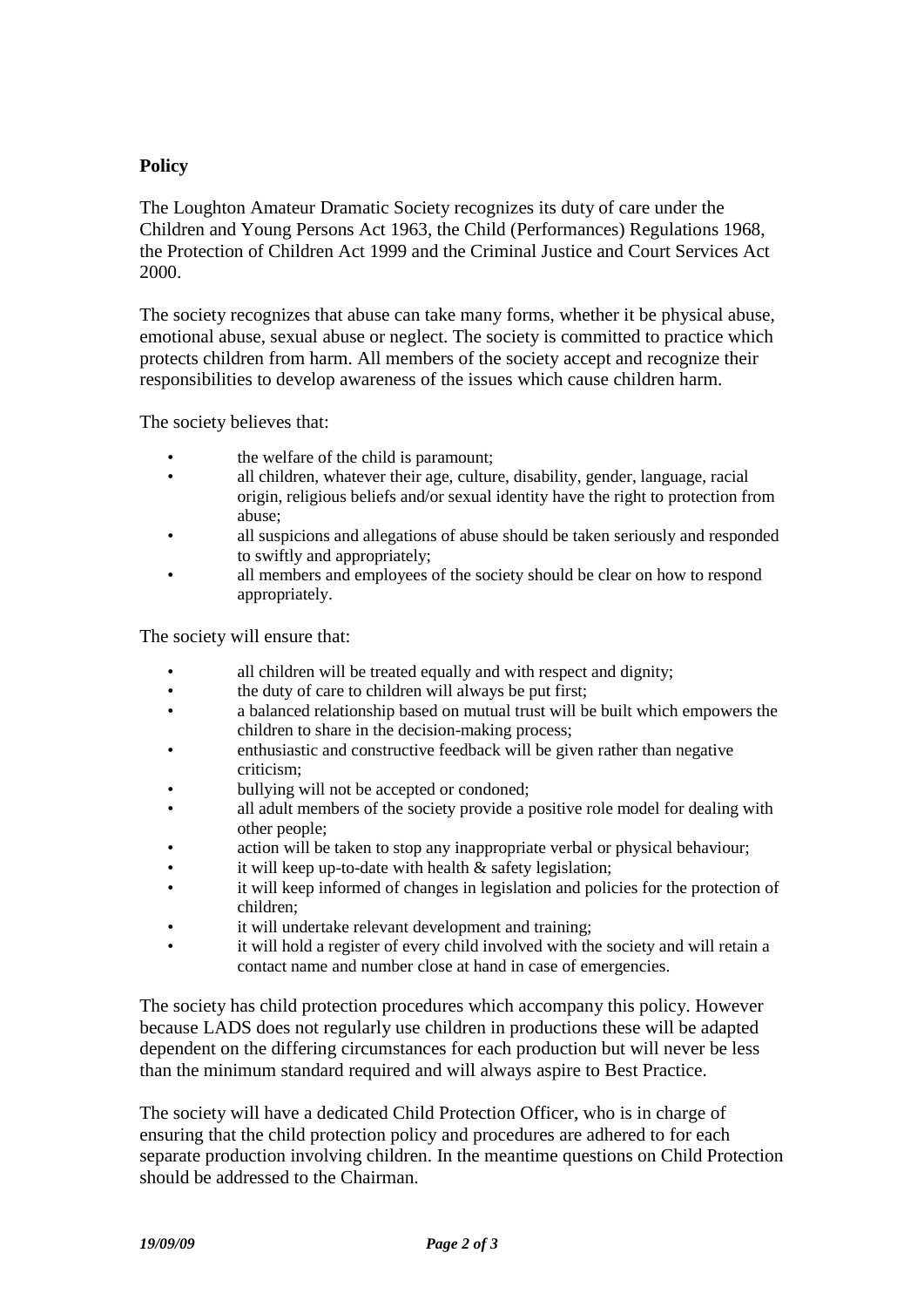**Policy**

The Loughton Amateur Dramatic Society recognizes its duty of care under the Children and Young Persons Act 1963, the Child (Performances) Regulations 1968, the Protection of Children Act 1999 and the Criminal Justice and Court Services Act 2000.

The society recognizes that abuse can take many forms, whether it be physical abuse, emotional abuse, sexual abuse or neglect. The society is committed to practice which protects children from harm. All members of the society accept and recognize their responsibilities to develop awareness of the issues which cause children harm.

The society believes that:

- the welfare of the child is paramount;
- all children, whatever their age, culture, disability, gender, language, racial origin, religious beliefs and/or sexual identity have the right to protection from abuse;
- all suspicions and allegations of abuse should be taken seriously and responded to swiftly and appropriately;
- all members and employees of the society should be clear on how to respond appropriately.

The society will ensure that:

- all children will be treated equally and with respect and dignity;
- the duty of care to children will always be put first;
- a balanced relationship based on mutual trust will be built which empowers the children to share in the decision-making process;
- enthusiastic and constructive feedback will be given rather than negative criticism;
- bullying will not be accepted or condoned;
- all adult members of the society provide a positive role model for dealing with other people;
- action will be taken to stop any inappropriate verbal or physical behaviour;
- it will keep up-to-date with health & safety legislation;
- it will keep informed of changes in legislation and policies for the protection of children;
- it will undertake relevant development and training;
- it will hold a register of every child involved with the society and will retain a contact name and number close at hand in case of emergencies.

The society has child protection procedures which accompany this policy. However because LADS does not regularly use children in productions these will be adapted dependent on the differing circumstances for each production but will never be less than the minimum standard required and will always aspire to Best Practice.

The society will have a dedicated Child Protection Officer, who is in charge of ensuring that the child protection policy and procedures are adhered to for each separate production involving children. In the meantime questions on Child Protection should be addressed to the Chairman.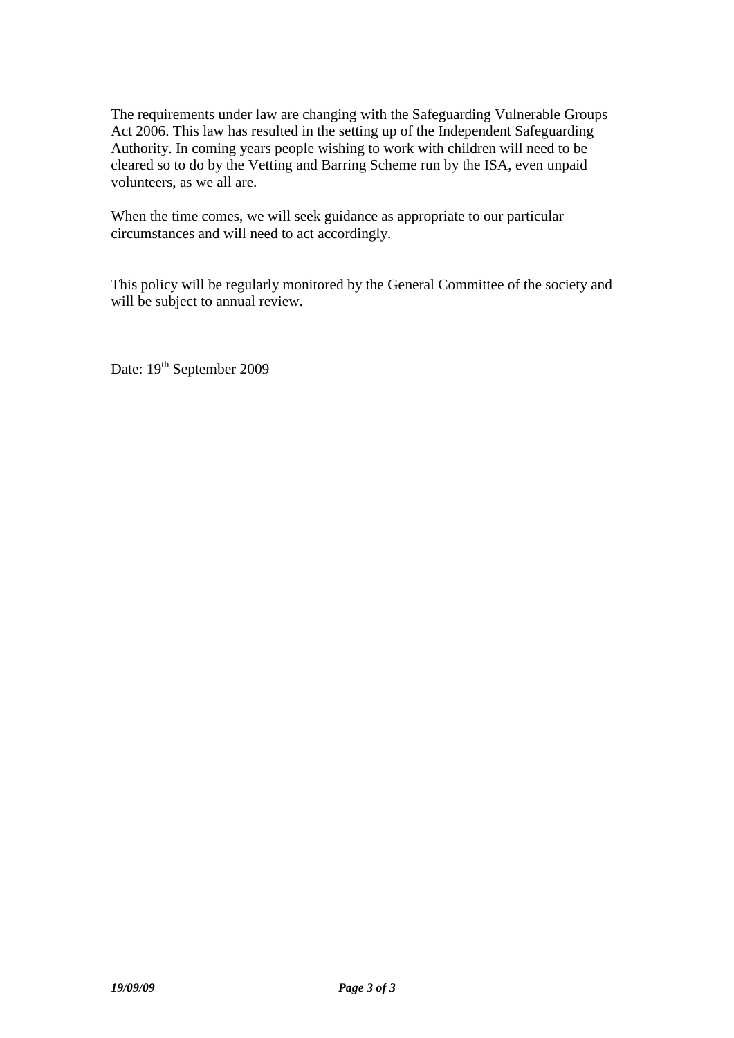The requirements under law are changing with the Safeguarding Vulnerable Groups Act 2006. This law has resulted in the setting up of the Independent Safeguarding Authority. In coming years people wishing to work with children will need to be cleared so to do by the Vetting and Barring Scheme run by the ISA, even unpaid volunteers, as we all are.

When the time comes, we will seek guidance as appropriate to our particular circumstances and will need to act accordingly.

This policy will be regularly monitored by the General Committee of the society and will be subject to annual review.

Date: 19th September 2009